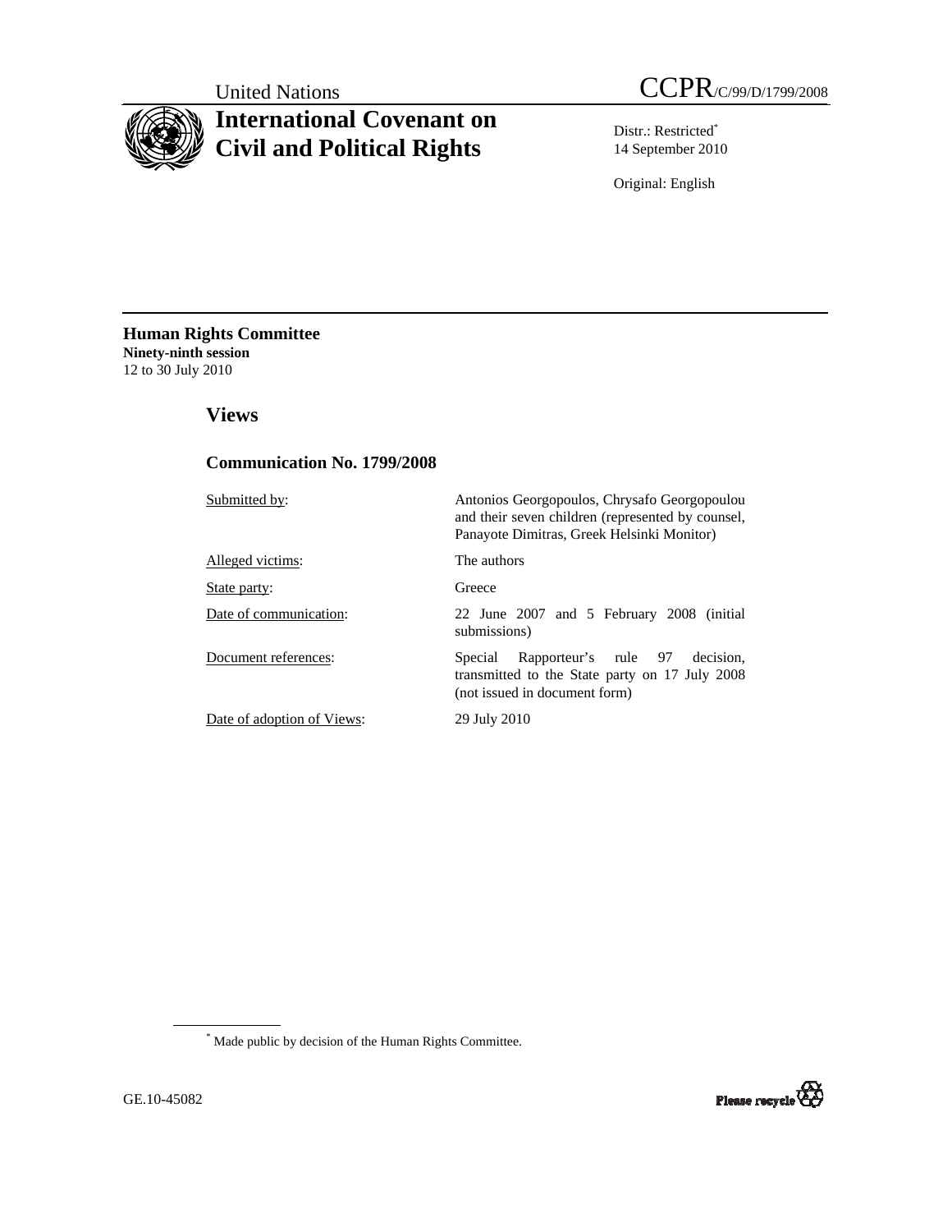United Nations

# International Covenant on Civil and Political Rights

CCPR/C/99/D/1799/2008

Distr.: Restricted[*]
14 September 2010

Original: English

**Human Rights Committee**
**Ninety-ninth session**
12 to 30 July 2010

## Views

### Communication No. 1799/2008

| | |
|---|---|
| Submitted by: | Antonios Georgopoulos, Chrysafo Georgopoulou and their seven children (represented by counsel, Panayote Dimitras, Greek Helsinki Monitor) |
| Alleged victims: | The authors |
| State party: | Greece |
| Date of communication: | 22 June 2007 and 5 February 2008 (initial submissions) |
| Document references: | Special Rapporteur's rule 97 decision, transmitted to the State party on 17 July 2008 (not issued in document form) |
| Date of adoption of Views: | 29 July 2010 |

[*] Made public by decision of the Human Rights Committee.

GE.10-45082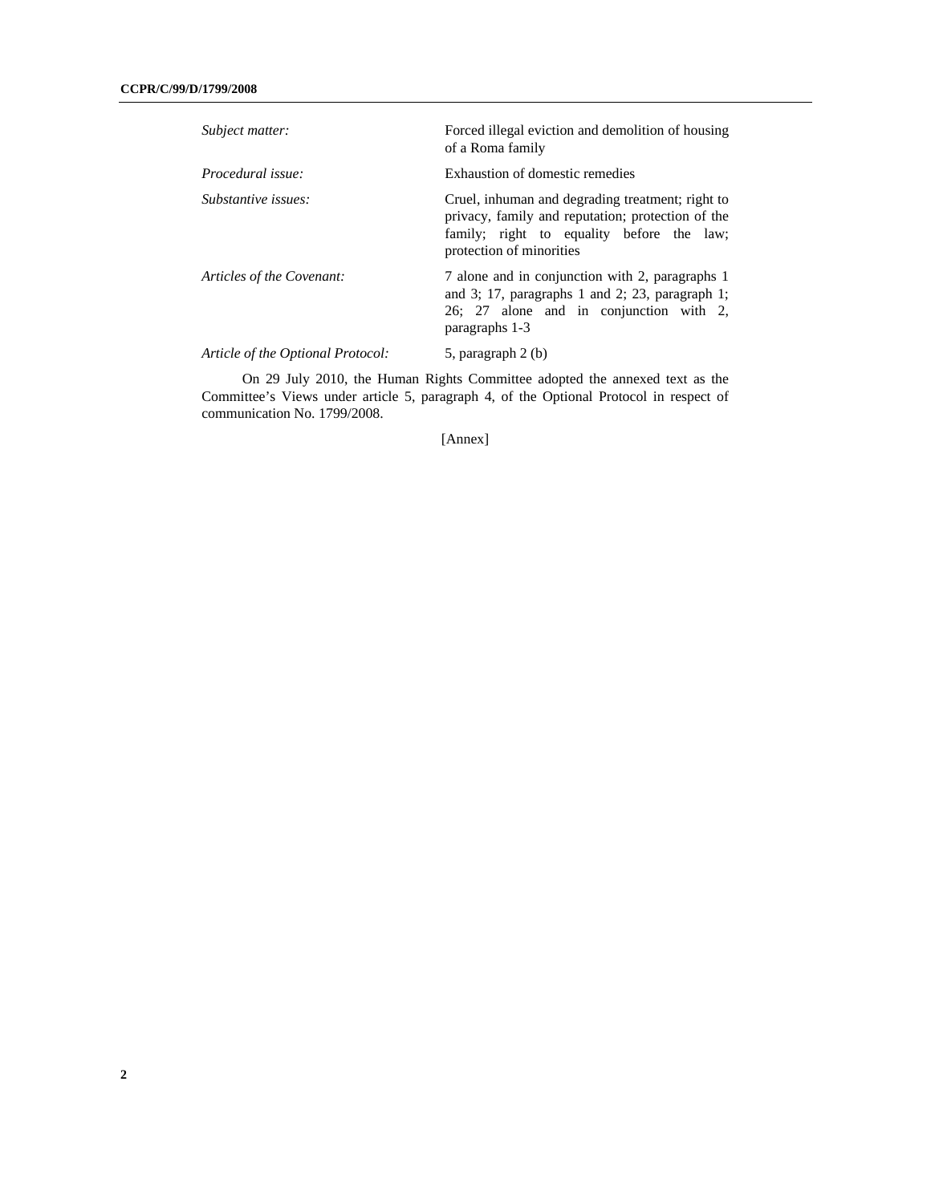| | |
|---|---|
| *Subject matter:* | Forced illegal eviction and demolition of housing of a Roma family |
| *Procedural issue:* | Exhaustion of domestic remedies |
| *Substantive issues:* | Cruel, inhuman and degrading treatment; right to privacy, family and reputation; protection of the family; right to equality before the law; protection of minorities |
| *Articles of the Covenant:* | 7 alone and in conjunction with 2, paragraphs 1 and 3; 17, paragraphs 1 and 2; 23, paragraph 1; 26; 27 alone and in conjunction with 2, paragraphs 1-3 |
| *Article of the Optional Protocol:* | 5, paragraph 2 (b) |

On 29 July 2010, the Human Rights Committee adopted the annexed text as the Committee's Views under article 5, paragraph 4, of the Optional Protocol in respect of communication No. 1799/2008.

[Annex]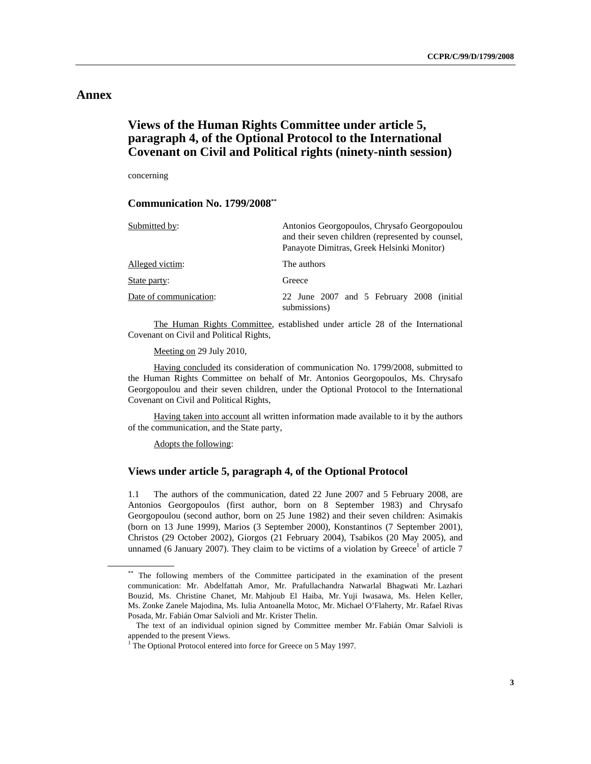# Annex

## Views of the Human Rights Committee under article 5, paragraph 4, of the Optional Protocol to the International Covenant on Civil and Political rights (ninety-ninth session)

concerning

### Communication No. 1799/2008[**]

| | |
|---|---|
| Submitted by: | Antonios Georgopoulos, Chrysafo Georgopoulou and their seven children (represented by counsel, Panayote Dimitras, Greek Helsinki Monitor) |
| Alleged victim: | The authors |
| State party: | Greece |
| Date of communication: | 22 June 2007 and 5 February 2008 (initial submissions) |

The Human Rights Committee, established under article 28 of the International Covenant on Civil and Political Rights,

Meeting on 29 July 2010,

Having concluded its consideration of communication No. 1799/2008, submitted to the Human Rights Committee on behalf of Mr. Antonios Georgopoulos, Ms. Chrysafo Georgopoulou and their seven children, under the Optional Protocol to the International Covenant on Civil and Political Rights,

Having taken into account all written information made available to it by the authors of the communication, and the State party,

Adopts the following:

### Views under article 5, paragraph 4, of the Optional Protocol

1.1 The authors of the communication, dated 22 June 2007 and 5 February 2008, are Antonios Georgopoulos (first author, born on 8 September 1983) and Chrysafo Georgopoulou (second author, born on 25 June 1982) and their seven children: Asimakis (born on 13 June 1999), Marios (3 September 2000), Konstantinos (7 September 2001), Christos (29 October 2002), Giorgos (21 February 2004), Tsabikos (20 May 2005), and unnamed (6 January 2007). They claim to be victims of a violation by Greece[1] of article 7

---

[**] The following members of the Committee participated in the examination of the present communication: Mr. Abdelfattah Amor, Mr. Prafullachandra Natwarlal Bhagwati Mr. Lazhari Bouzid, Ms. Christine Chanet, Mr. Mahjoub El Haiba, Mr. Yuji Iwasawa, Ms. Helen Keller, Ms. Zonke Zanele Majodina, Ms. Iulia Antoanella Motoc, Mr. Michael O'Flaherty, Mr. Rafael Rivas Posada, Mr. Fabián Omar Salvioli and Mr. Krister Thelin.

The text of an individual opinion signed by Committee member Mr. Fabián Omar Salvioli is appended to the present Views.

[1] The Optional Protocol entered into force for Greece on 5 May 1997.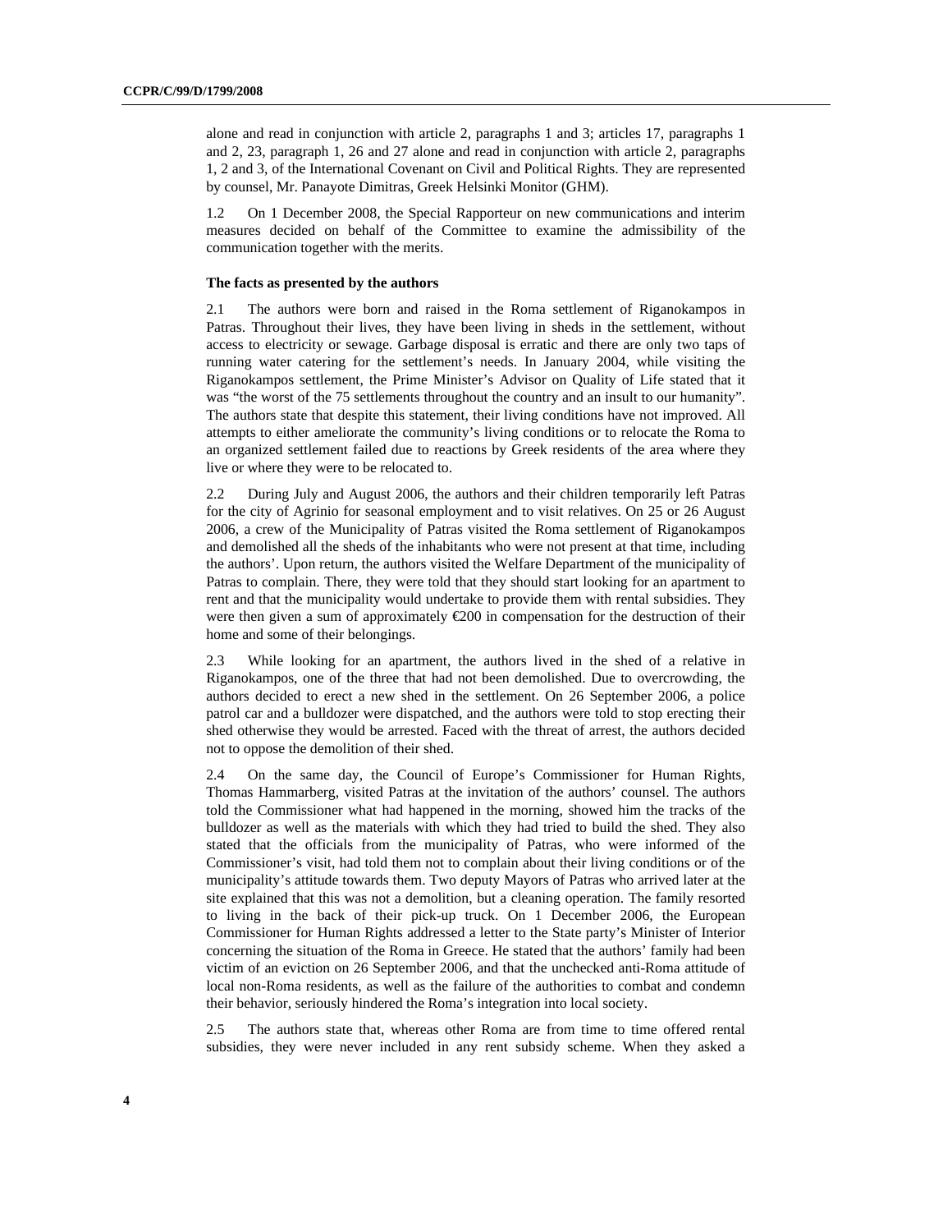alone and read in conjunction with article 2, paragraphs 1 and 3; articles 17, paragraphs 1 and 2, 23, paragraph 1, 26 and 27 alone and read in conjunction with article 2, paragraphs 1, 2 and 3, of the International Covenant on Civil and Political Rights. They are represented by counsel, Mr. Panayote Dimitras, Greek Helsinki Monitor (GHM).

1.2 On 1 December 2008, the Special Rapporteur on new communications and interim measures decided on behalf of the Committee to examine the admissibility of the communication together with the merits.

**The facts as presented by the authors**

2.1 The authors were born and raised in the Roma settlement of Riganokampos in Patras. Throughout their lives, they have been living in sheds in the settlement, without access to electricity or sewage. Garbage disposal is erratic and there are only two taps of running water catering for the settlement's needs. In January 2004, while visiting the Riganokampos settlement, the Prime Minister's Advisor on Quality of Life stated that it was "the worst of the 75 settlements throughout the country and an insult to our humanity". The authors state that despite this statement, their living conditions have not improved. All attempts to either ameliorate the community's living conditions or to relocate the Roma to an organized settlement failed due to reactions by Greek residents of the area where they live or where they were to be relocated to.

2.2 During July and August 2006, the authors and their children temporarily left Patras for the city of Agrinio for seasonal employment and to visit relatives. On 25 or 26 August 2006, a crew of the Municipality of Patras visited the Roma settlement of Riganokampos and demolished all the sheds of the inhabitants who were not present at that time, including the authors'. Upon return, the authors visited the Welfare Department of the municipality of Patras to complain. There, they were told that they should start looking for an apartment to rent and that the municipality would undertake to provide them with rental subsidies. They were then given a sum of approximately €200 in compensation for the destruction of their home and some of their belongings.

2.3 While looking for an apartment, the authors lived in the shed of a relative in Riganokampos, one of the three that had not been demolished. Due to overcrowding, the authors decided to erect a new shed in the settlement. On 26 September 2006, a police patrol car and a bulldozer were dispatched, and the authors were told to stop erecting their shed otherwise they would be arrested. Faced with the threat of arrest, the authors decided not to oppose the demolition of their shed.

2.4 On the same day, the Council of Europe's Commissioner for Human Rights, Thomas Hammarberg, visited Patras at the invitation of the authors' counsel. The authors told the Commissioner what had happened in the morning, showed him the tracks of the bulldozer as well as the materials with which they had tried to build the shed. They also stated that the officials from the municipality of Patras, who were informed of the Commissioner's visit, had told them not to complain about their living conditions or of the municipality's attitude towards them. Two deputy Mayors of Patras who arrived later at the site explained that this was not a demolition, but a cleaning operation. The family resorted to living in the back of their pick-up truck. On 1 December 2006, the European Commissioner for Human Rights addressed a letter to the State party's Minister of Interior concerning the situation of the Roma in Greece. He stated that the authors' family had been victim of an eviction on 26 September 2006, and that the unchecked anti-Roma attitude of local non-Roma residents, as well as the failure of the authorities to combat and condemn their behavior, seriously hindered the Roma's integration into local society.

2.5 The authors state that, whereas other Roma are from time to time offered rental subsidies, they were never included in any rent subsidy scheme. When they asked a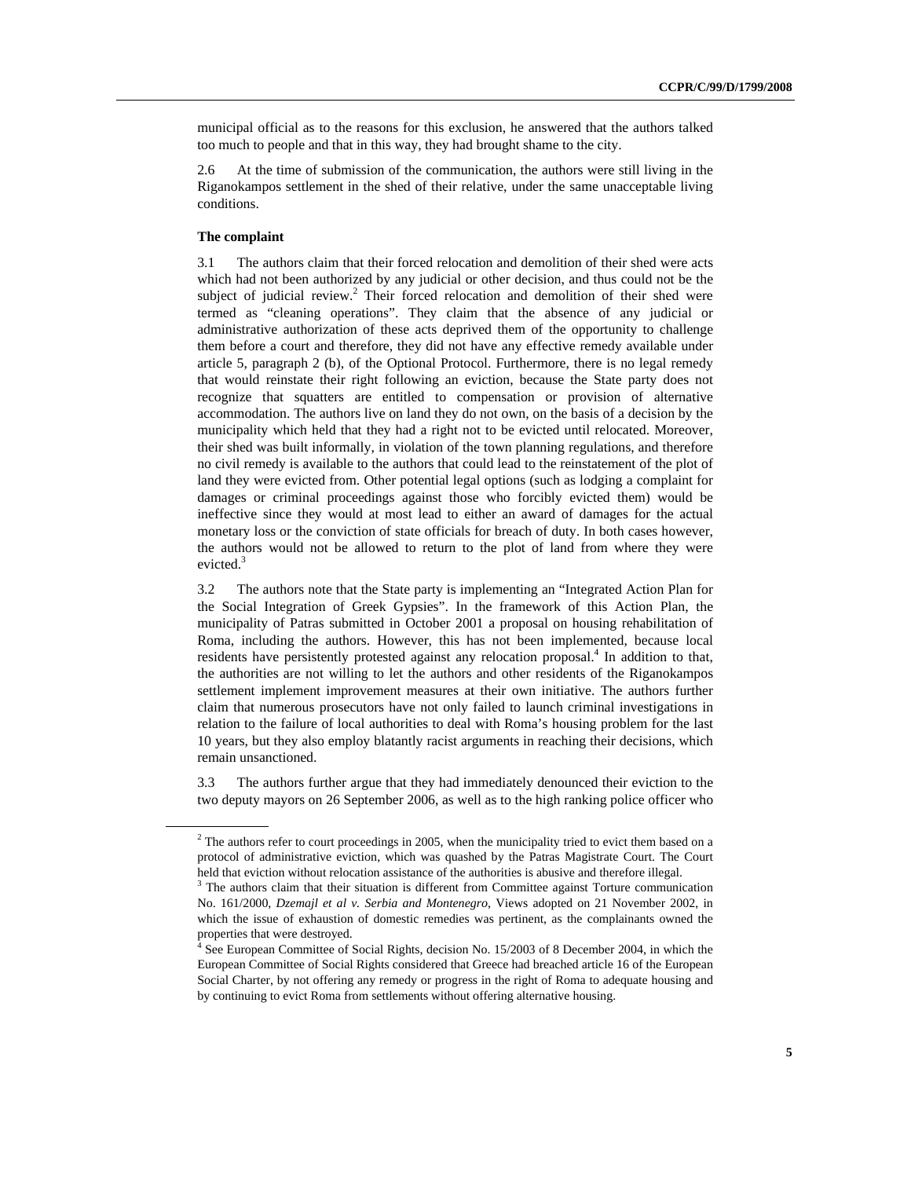municipal official as to the reasons for this exclusion, he answered that the authors talked too much to people and that in this way, they had brought shame to the city.

2.6 At the time of submission of the communication, the authors were still living in the Riganokampos settlement in the shed of their relative, under the same unacceptable living conditions.

**The complaint**

3.1 The authors claim that their forced relocation and demolition of their shed were acts which had not been authorized by any judicial or other decision, and thus could not be the subject of judicial review.[2] Their forced relocation and demolition of their shed were termed as "cleaning operations". They claim that the absence of any judicial or administrative authorization of these acts deprived them of the opportunity to challenge them before a court and therefore, they did not have any effective remedy available under article 5, paragraph 2 (b), of the Optional Protocol. Furthermore, there is no legal remedy that would reinstate their right following an eviction, because the State party does not recognize that squatters are entitled to compensation or provision of alternative accommodation. The authors live on land they do not own, on the basis of a decision by the municipality which held that they had a right not to be evicted until relocated. Moreover, their shed was built informally, in violation of the town planning regulations, and therefore no civil remedy is available to the authors that could lead to the reinstatement of the plot of land they were evicted from. Other potential legal options (such as lodging a complaint for damages or criminal proceedings against those who forcibly evicted them) would be ineffective since they would at most lead to either an award of damages for the actual monetary loss or the conviction of state officials for breach of duty. In both cases however, the authors would not be allowed to return to the plot of land from where they were evicted.[3]

3.2 The authors note that the State party is implementing an "Integrated Action Plan for the Social Integration of Greek Gypsies". In the framework of this Action Plan, the municipality of Patras submitted in October 2001 a proposal on housing rehabilitation of Roma, including the authors. However, this has not been implemented, because local residents have persistently protested against any relocation proposal.[4] In addition to that, the authorities are not willing to let the authors and other residents of the Riganokampos settlement implement improvement measures at their own initiative. The authors further claim that numerous prosecutors have not only failed to launch criminal investigations in relation to the failure of local authorities to deal with Roma's housing problem for the last 10 years, but they also employ blatantly racist arguments in reaching their decisions, which remain unsanctioned.

3.3 The authors further argue that they had immediately denounced their eviction to the two deputy mayors on 26 September 2006, as well as to the high ranking police officer who

---

[2] The authors refer to court proceedings in 2005, when the municipality tried to evict them based on a protocol of administrative eviction, which was quashed by the Patras Magistrate Court. The Court held that eviction without relocation assistance of the authorities is abusive and therefore illegal.

[3] The authors claim that their situation is different from Committee against Torture communication No. 161/2000, *Dzemajl et al v. Serbia and Montenegro*, Views adopted on 21 November 2002, in which the issue of exhaustion of domestic remedies was pertinent, as the complainants owned the properties that were destroyed.

[4] See European Committee of Social Rights, decision No. 15/2003 of 8 December 2004, in which the European Committee of Social Rights considered that Greece had breached article 16 of the European Social Charter, by not offering any remedy or progress in the right of Roma to adequate housing and by continuing to evict Roma from settlements without offering alternative housing.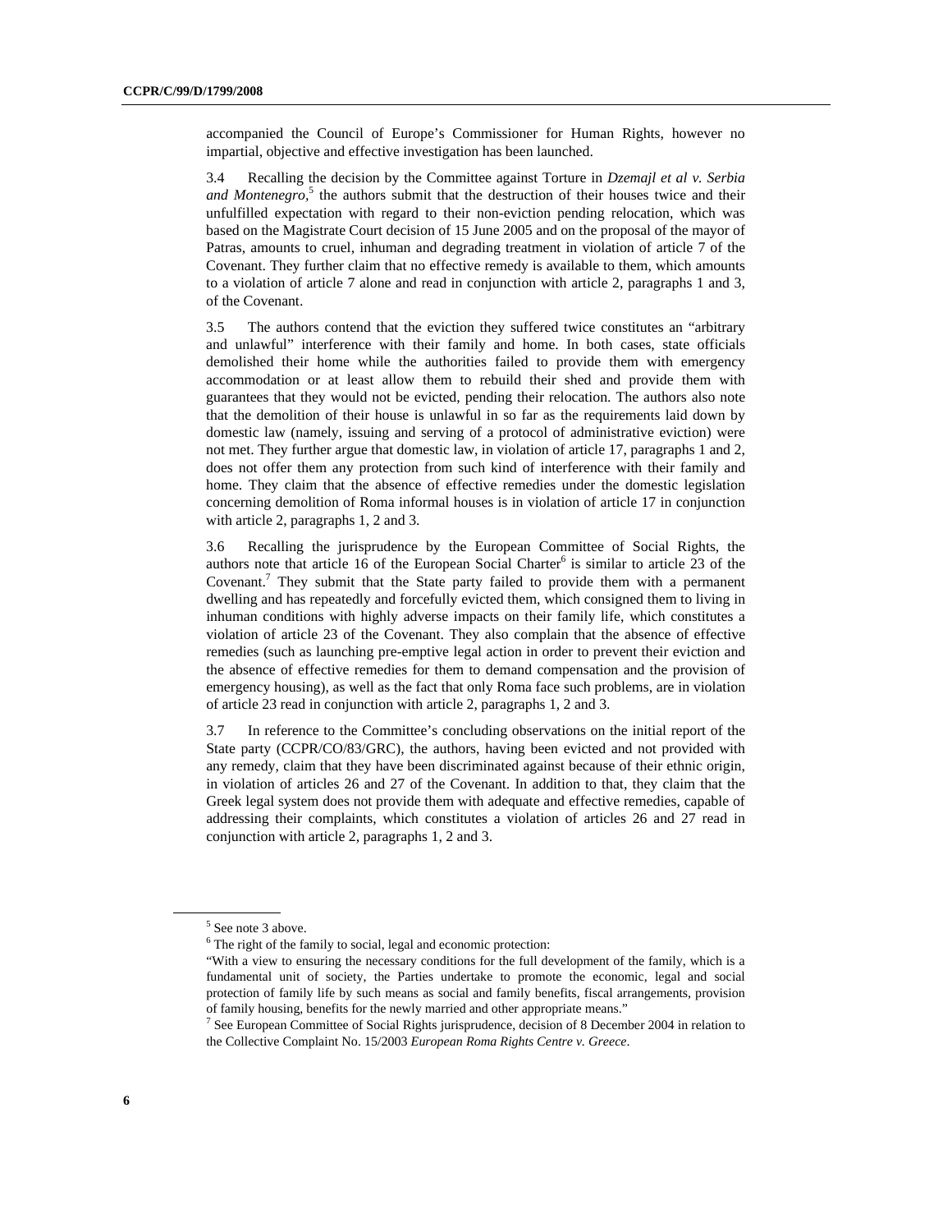accompanied the Council of Europe's Commissioner for Human Rights, however no impartial, objective and effective investigation has been launched.

3.4 Recalling the decision by the Committee against Torture in *Dzemajl et al v. Serbia and Montenegro*,[5] the authors submit that the destruction of their houses twice and their unfulfilled expectation with regard to their non-eviction pending relocation, which was based on the Magistrate Court decision of 15 June 2005 and on the proposal of the mayor of Patras, amounts to cruel, inhuman and degrading treatment in violation of article 7 of the Covenant. They further claim that no effective remedy is available to them, which amounts to a violation of article 7 alone and read in conjunction with article 2, paragraphs 1 and 3, of the Covenant.

3.5 The authors contend that the eviction they suffered twice constitutes an "arbitrary and unlawful" interference with their family and home. In both cases, state officials demolished their home while the authorities failed to provide them with emergency accommodation or at least allow them to rebuild their shed and provide them with guarantees that they would not be evicted, pending their relocation. The authors also note that the demolition of their house is unlawful in so far as the requirements laid down by domestic law (namely, issuing and serving of a protocol of administrative eviction) were not met. They further argue that domestic law, in violation of article 17, paragraphs 1 and 2, does not offer them any protection from such kind of interference with their family and home. They claim that the absence of effective remedies under the domestic legislation concerning demolition of Roma informal houses is in violation of article 17 in conjunction with article 2, paragraphs 1, 2 and 3.

3.6 Recalling the jurisprudence by the European Committee of Social Rights, the authors note that article 16 of the European Social Charter[6] is similar to article 23 of the Covenant.[7] They submit that the State party failed to provide them with a permanent dwelling and has repeatedly and forcefully evicted them, which consigned them to living in inhuman conditions with highly adverse impacts on their family life, which constitutes a violation of article 23 of the Covenant. They also complain that the absence of effective remedies (such as launching pre-emptive legal action in order to prevent their eviction and the absence of effective remedies for them to demand compensation and the provision of emergency housing), as well as the fact that only Roma face such problems, are in violation of article 23 read in conjunction with article 2, paragraphs 1, 2 and 3.

3.7 In reference to the Committee's concluding observations on the initial report of the State party (CCPR/CO/83/GRC), the authors, having been evicted and not provided with any remedy, claim that they have been discriminated against because of their ethnic origin, in violation of articles 26 and 27 of the Covenant. In addition to that, they claim that the Greek legal system does not provide them with adequate and effective remedies, capable of addressing their complaints, which constitutes a violation of articles 26 and 27 read in conjunction with article 2, paragraphs 1, 2 and 3.

---

[5] See note 3 above.

[6] The right of the family to social, legal and economic protection:

"With a view to ensuring the necessary conditions for the full development of the family, which is a fundamental unit of society, the Parties undertake to promote the economic, legal and social protection of family life by such means as social and family benefits, fiscal arrangements, provision of family housing, benefits for the newly married and other appropriate means."

[7] See European Committee of Social Rights jurisprudence, decision of 8 December 2004 in relation to the Collective Complaint No. 15/2003 *European Roma Rights Centre v. Greece*.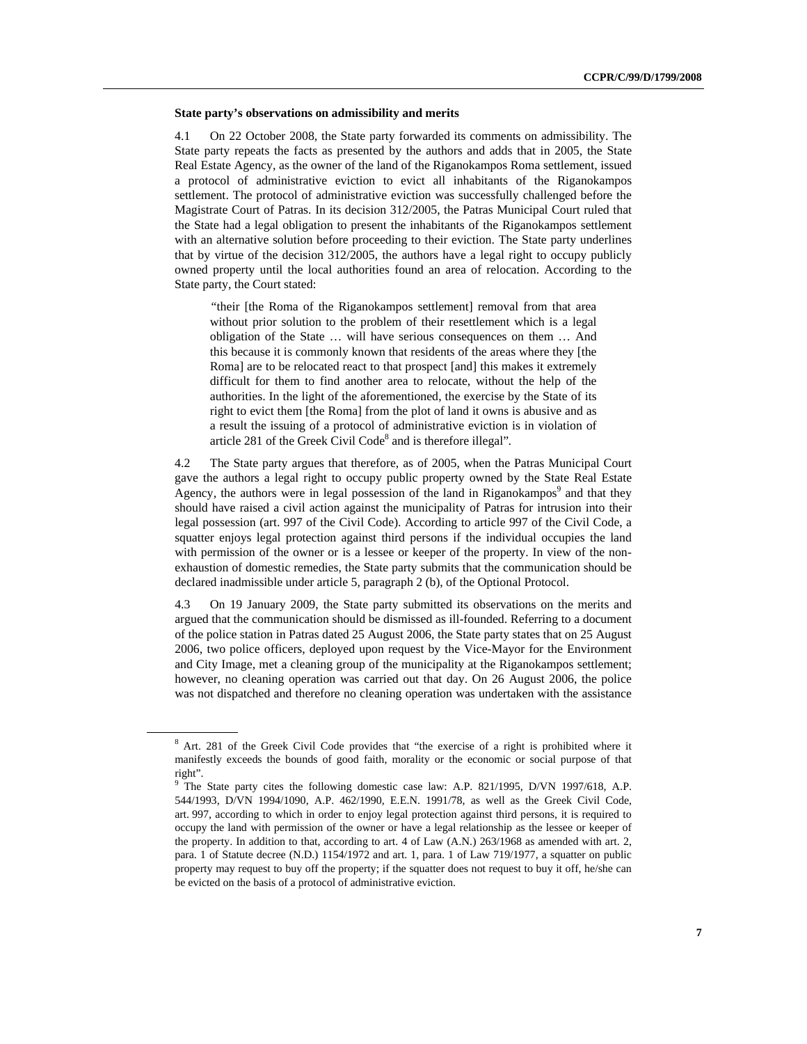**State party's observations on admissibility and merits**

4.1 On 22 October 2008, the State party forwarded its comments on admissibility. The State party repeats the facts as presented by the authors and adds that in 2005, the State Real Estate Agency, as the owner of the land of the Riganokampos Roma settlement, issued a protocol of administrative eviction to evict all inhabitants of the Riganokampos settlement. The protocol of administrative eviction was successfully challenged before the Magistrate Court of Patras. In its decision 312/2005, the Patras Municipal Court ruled that the State had a legal obligation to present the inhabitants of the Riganokampos settlement with an alternative solution before proceeding to their eviction. The State party underlines that by virtue of the decision 312/2005, the authors have a legal right to occupy publicly owned property until the local authorities found an area of relocation. According to the State party, the Court stated:

> "their [the Roma of the Riganokampos settlement] removal from that area without prior solution to the problem of their resettlement which is a legal obligation of the State … will have serious consequences on them … And this because it is commonly known that residents of the areas where they [the Roma] are to be relocated react to that prospect [and] this makes it extremely difficult for them to find another area to relocate, without the help of the authorities. In the light of the aforementioned, the exercise by the State of its right to evict them [the Roma] from the plot of land it owns is abusive and as a result the issuing of a protocol of administrative eviction is in violation of article 281 of the Greek Civil Code[8] and is therefore illegal".

4.2 The State party argues that therefore, as of 2005, when the Patras Municipal Court gave the authors a legal right to occupy public property owned by the State Real Estate Agency, the authors were in legal possession of the land in Riganokampos[9] and that they should have raised a civil action against the municipality of Patras for intrusion into their legal possession (art. 997 of the Civil Code). According to article 997 of the Civil Code, a squatter enjoys legal protection against third persons if the individual occupies the land with permission of the owner or is a lessee or keeper of the property. In view of the non-exhaustion of domestic remedies, the State party submits that the communication should be declared inadmissible under article 5, paragraph 2 (b), of the Optional Protocol.

4.3 On 19 January 2009, the State party submitted its observations on the merits and argued that the communication should be dismissed as ill-founded. Referring to a document of the police station in Patras dated 25 August 2006, the State party states that on 25 August 2006, two police officers, deployed upon request by the Vice-Mayor for the Environment and City Image, met a cleaning group of the municipality at the Riganokampos settlement; however, no cleaning operation was carried out that day. On 26 August 2006, the police was not dispatched and therefore no cleaning operation was undertaken with the assistance

---

[8] Art. 281 of the Greek Civil Code provides that "the exercise of a right is prohibited where it manifestly exceeds the bounds of good faith, morality or the economic or social purpose of that right".

[9] The State party cites the following domestic case law: A.P. 821/1995, D/VN 1997/618, A.P. 544/1993, D/VN 1994/1090, A.P. 462/1990, E.E.N. 1991/78, as well as the Greek Civil Code, art. 997, according to which in order to enjoy legal protection against third persons, it is required to occupy the land with permission of the owner or have a legal relationship as the lessee or keeper of the property. In addition to that, according to art. 4 of Law (A.N.) 263/1968 as amended with art. 2, para. 1 of Statute decree (N.D.) 1154/1972 and art. 1, para. 1 of Law 719/1977, a squatter on public property may request to buy off the property; if the squatter does not request to buy it off, he/she can be evicted on the basis of a protocol of administrative eviction.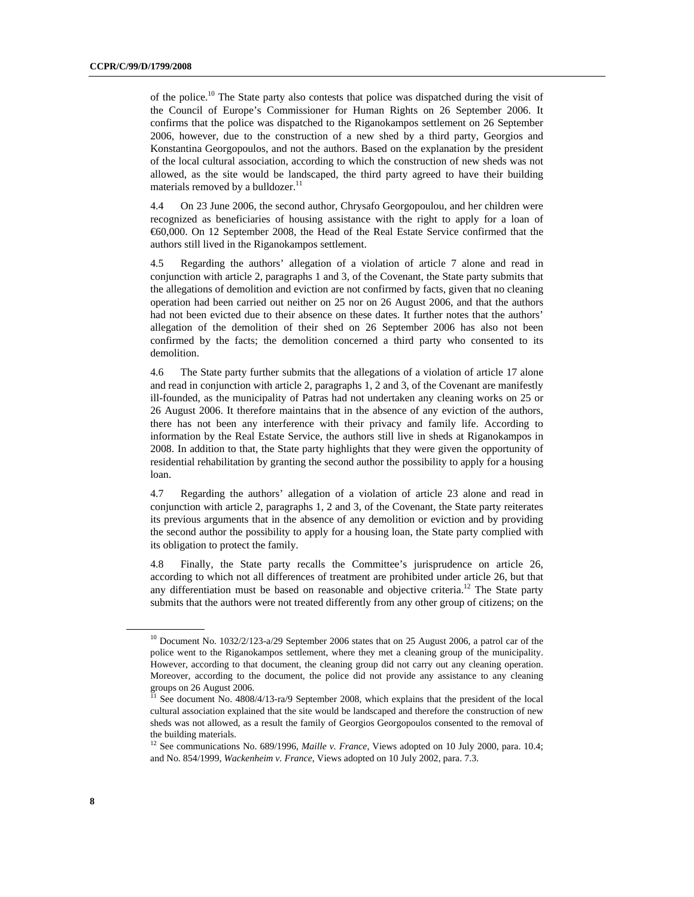of the police.[10] The State party also contests that police was dispatched during the visit of the Council of Europe's Commissioner for Human Rights on 26 September 2006. It confirms that the police was dispatched to the Riganokampos settlement on 26 September 2006, however, due to the construction of a new shed by a third party, Georgios and Konstantina Georgopoulos, and not the authors. Based on the explanation by the president of the local cultural association, according to which the construction of new sheds was not allowed, as the site would be landscaped, the third party agreed to have their building materials removed by a bulldozer.[11]

4.4 On 23 June 2006, the second author, Chrysafo Georgopoulou, and her children were recognized as beneficiaries of housing assistance with the right to apply for a loan of €60,000. On 12 September 2008, the Head of the Real Estate Service confirmed that the authors still lived in the Riganokampos settlement.

4.5 Regarding the authors' allegation of a violation of article 7 alone and read in conjunction with article 2, paragraphs 1 and 3, of the Covenant, the State party submits that the allegations of demolition and eviction are not confirmed by facts, given that no cleaning operation had been carried out neither on 25 nor on 26 August 2006, and that the authors had not been evicted due to their absence on these dates. It further notes that the authors' allegation of the demolition of their shed on 26 September 2006 has also not been confirmed by the facts; the demolition concerned a third party who consented to its demolition.

4.6 The State party further submits that the allegations of a violation of article 17 alone and read in conjunction with article 2, paragraphs 1, 2 and 3, of the Covenant are manifestly ill-founded, as the municipality of Patras had not undertaken any cleaning works on 25 or 26 August 2006. It therefore maintains that in the absence of any eviction of the authors, there has not been any interference with their privacy and family life. According to information by the Real Estate Service, the authors still live in sheds at Riganokampos in 2008. In addition to that, the State party highlights that they were given the opportunity of residential rehabilitation by granting the second author the possibility to apply for a housing loan.

4.7 Regarding the authors' allegation of a violation of article 23 alone and read in conjunction with article 2, paragraphs 1, 2 and 3, of the Covenant, the State party reiterates its previous arguments that in the absence of any demolition or eviction and by providing the second author the possibility to apply for a housing loan, the State party complied with its obligation to protect the family.

4.8 Finally, the State party recalls the Committee's jurisprudence on article 26, according to which not all differences of treatment are prohibited under article 26, but that any differentiation must be based on reasonable and objective criteria.[12] The State party submits that the authors were not treated differently from any other group of citizens; on the

---

[10] Document No. 1032/2/123-a/29 September 2006 states that on 25 August 2006, a patrol car of the police went to the Riganokampos settlement, where they met a cleaning group of the municipality. However, according to that document, the cleaning group did not carry out any cleaning operation. Moreover, according to the document, the police did not provide any assistance to any cleaning groups on 26 August 2006.

[11] See document No. 4808/4/13-ra/9 September 2008, which explains that the president of the local cultural association explained that the site would be landscaped and therefore the construction of new sheds was not allowed, as a result the family of Georgios Georgopoulos consented to the removal of the building materials.

[12] See communications No. 689/1996, *Maille v. France*, Views adopted on 10 July 2000, para. 10.4; and No. 854/1999, *Wackenheim v. France*, Views adopted on 10 July 2002, para. 7.3.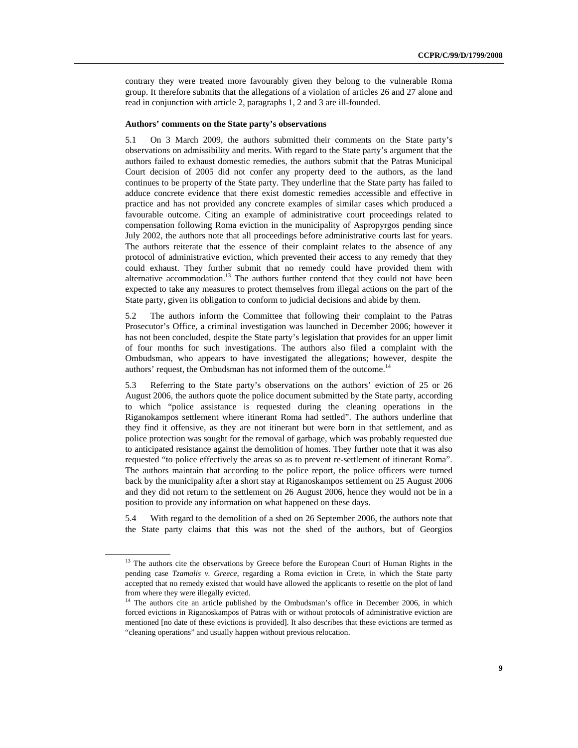contrary they were treated more favourably given they belong to the vulnerable Roma group. It therefore submits that the allegations of a violation of articles 26 and 27 alone and read in conjunction with article 2, paragraphs 1, 2 and 3 are ill-founded.

**Authors' comments on the State party's observations**

5.1 On 3 March 2009, the authors submitted their comments on the State party's observations on admissibility and merits. With regard to the State party's argument that the authors failed to exhaust domestic remedies, the authors submit that the Patras Municipal Court decision of 2005 did not confer any property deed to the authors, as the land continues to be property of the State party. They underline that the State party has failed to adduce concrete evidence that there exist domestic remedies accessible and effective in practice and has not provided any concrete examples of similar cases which produced a favourable outcome. Citing an example of administrative court proceedings related to compensation following Roma eviction in the municipality of Aspropyrgos pending since July 2002, the authors note that all proceedings before administrative courts last for years. The authors reiterate that the essence of their complaint relates to the absence of any protocol of administrative eviction, which prevented their access to any remedy that they could exhaust. They further submit that no remedy could have provided them with alternative accommodation.[13] The authors further contend that they could not have been expected to take any measures to protect themselves from illegal actions on the part of the State party, given its obligation to conform to judicial decisions and abide by them.

5.2 The authors inform the Committee that following their complaint to the Patras Prosecutor's Office, a criminal investigation was launched in December 2006; however it has not been concluded, despite the State party's legislation that provides for an upper limit of four months for such investigations. The authors also filed a complaint with the Ombudsman, who appears to have investigated the allegations; however, despite the authors' request, the Ombudsman has not informed them of the outcome.[14]

5.3 Referring to the State party's observations on the authors' eviction of 25 or 26 August 2006, the authors quote the police document submitted by the State party, according to which "police assistance is requested during the cleaning operations in the Riganokampos settlement where itinerant Roma had settled". The authors underline that they find it offensive, as they are not itinerant but were born in that settlement, and as police protection was sought for the removal of garbage, which was probably requested due to anticipated resistance against the demolition of homes. They further note that it was also requested "to police effectively the areas so as to prevent re-settlement of itinerant Roma". The authors maintain that according to the police report, the police officers were turned back by the municipality after a short stay at Riganoskampos settlement on 25 August 2006 and they did not return to the settlement on 26 August 2006, hence they would not be in a position to provide any information on what happened on these days.

5.4 With regard to the demolition of a shed on 26 September 2006, the authors note that the State party claims that this was not the shed of the authors, but of Georgios

---

[13] The authors cite the observations by Greece before the European Court of Human Rights in the pending case *Tzamalis v. Greece*, regarding a Roma eviction in Crete, in which the State party accepted that no remedy existed that would have allowed the applicants to resettle on the plot of land from where they were illegally evicted.

[14] The authors cite an article published by the Ombudsman's office in December 2006, in which forced evictions in Riganoskampos of Patras with or without protocols of administrative eviction are mentioned [no date of these evictions is provided]. It also describes that these evictions are termed as "cleaning operations" and usually happen without previous relocation.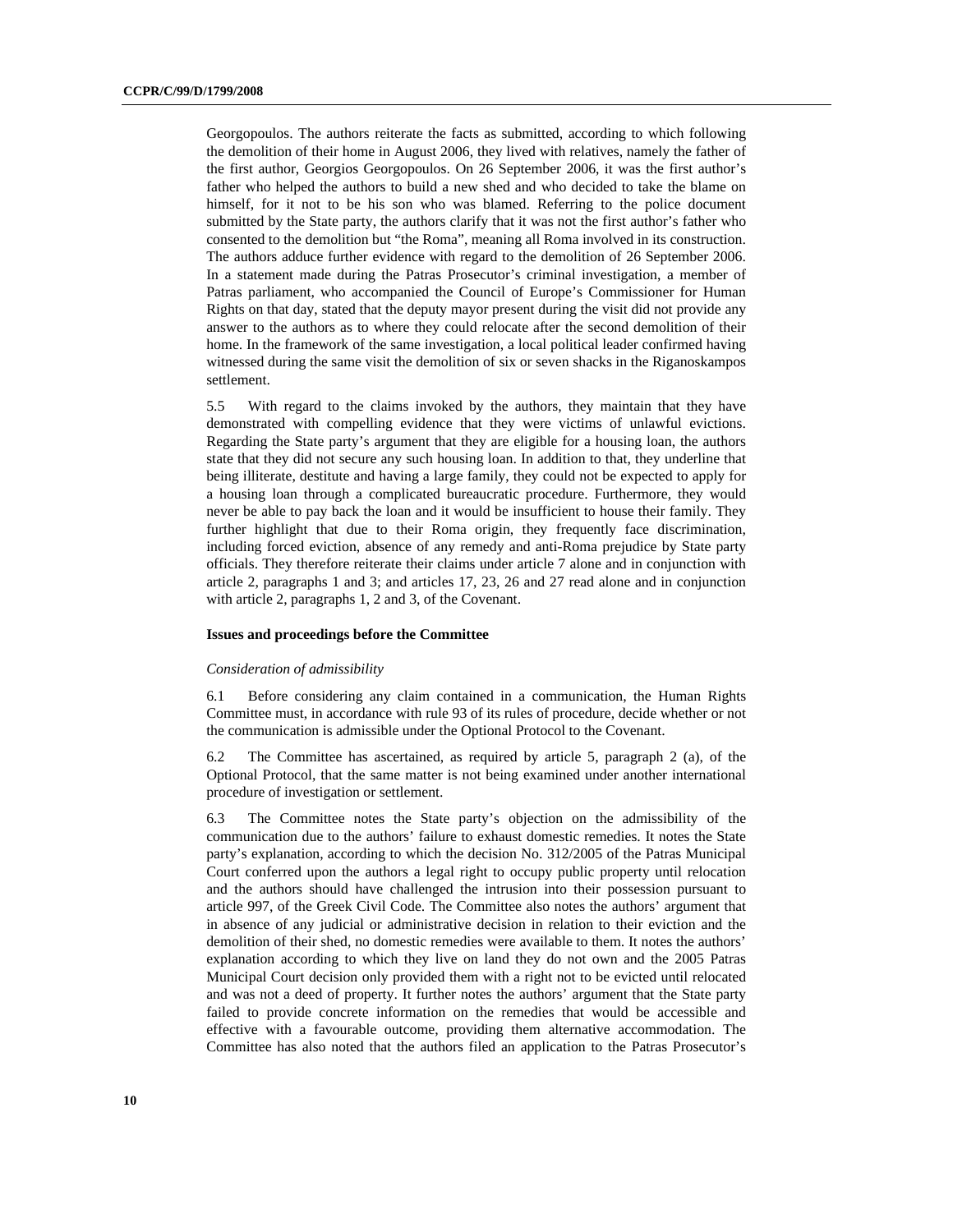Georgopoulos. The authors reiterate the facts as submitted, according to which following the demolition of their home in August 2006, they lived with relatives, namely the father of the first author, Georgios Georgopoulos. On 26 September 2006, it was the first author's father who helped the authors to build a new shed and who decided to take the blame on himself, for it not to be his son who was blamed. Referring to the police document submitted by the State party, the authors clarify that it was not the first author's father who consented to the demolition but "the Roma", meaning all Roma involved in its construction. The authors adduce further evidence with regard to the demolition of 26 September 2006. In a statement made during the Patras Prosecutor's criminal investigation, a member of Patras parliament, who accompanied the Council of Europe's Commissioner for Human Rights on that day, stated that the deputy mayor present during the visit did not provide any answer to the authors as to where they could relocate after the second demolition of their home. In the framework of the same investigation, a local political leader confirmed having witnessed during the same visit the demolition of six or seven shacks in the Riganoskampos settlement.

5.5 With regard to the claims invoked by the authors, they maintain that they have demonstrated with compelling evidence that they were victims of unlawful evictions. Regarding the State party's argument that they are eligible for a housing loan, the authors state that they did not secure any such housing loan. In addition to that, they underline that being illiterate, destitute and having a large family, they could not be expected to apply for a housing loan through a complicated bureaucratic procedure. Furthermore, they would never be able to pay back the loan and it would be insufficient to house their family. They further highlight that due to their Roma origin, they frequently face discrimination, including forced eviction, absence of any remedy and anti-Roma prejudice by State party officials. They therefore reiterate their claims under article 7 alone and in conjunction with article 2, paragraphs 1 and 3; and articles 17, 23, 26 and 27 read alone and in conjunction with article 2, paragraphs 1, 2 and 3, of the Covenant.

**Issues and proceedings before the Committee**

*Consideration of admissibility*

6.1 Before considering any claim contained in a communication, the Human Rights Committee must, in accordance with rule 93 of its rules of procedure, decide whether or not the communication is admissible under the Optional Protocol to the Covenant.

6.2 The Committee has ascertained, as required by article 5, paragraph 2 (a), of the Optional Protocol, that the same matter is not being examined under another international procedure of investigation or settlement.

6.3 The Committee notes the State party's objection on the admissibility of the communication due to the authors' failure to exhaust domestic remedies. It notes the State party's explanation, according to which the decision No. 312/2005 of the Patras Municipal Court conferred upon the authors a legal right to occupy public property until relocation and the authors should have challenged the intrusion into their possession pursuant to article 997, of the Greek Civil Code. The Committee also notes the authors' argument that in absence of any judicial or administrative decision in relation to their eviction and the demolition of their shed, no domestic remedies were available to them. It notes the authors' explanation according to which they live on land they do not own and the 2005 Patras Municipal Court decision only provided them with a right not to be evicted until relocated and was not a deed of property. It further notes the authors' argument that the State party failed to provide concrete information on the remedies that would be accessible and effective with a favourable outcome, providing them alternative accommodation. The Committee has also noted that the authors filed an application to the Patras Prosecutor's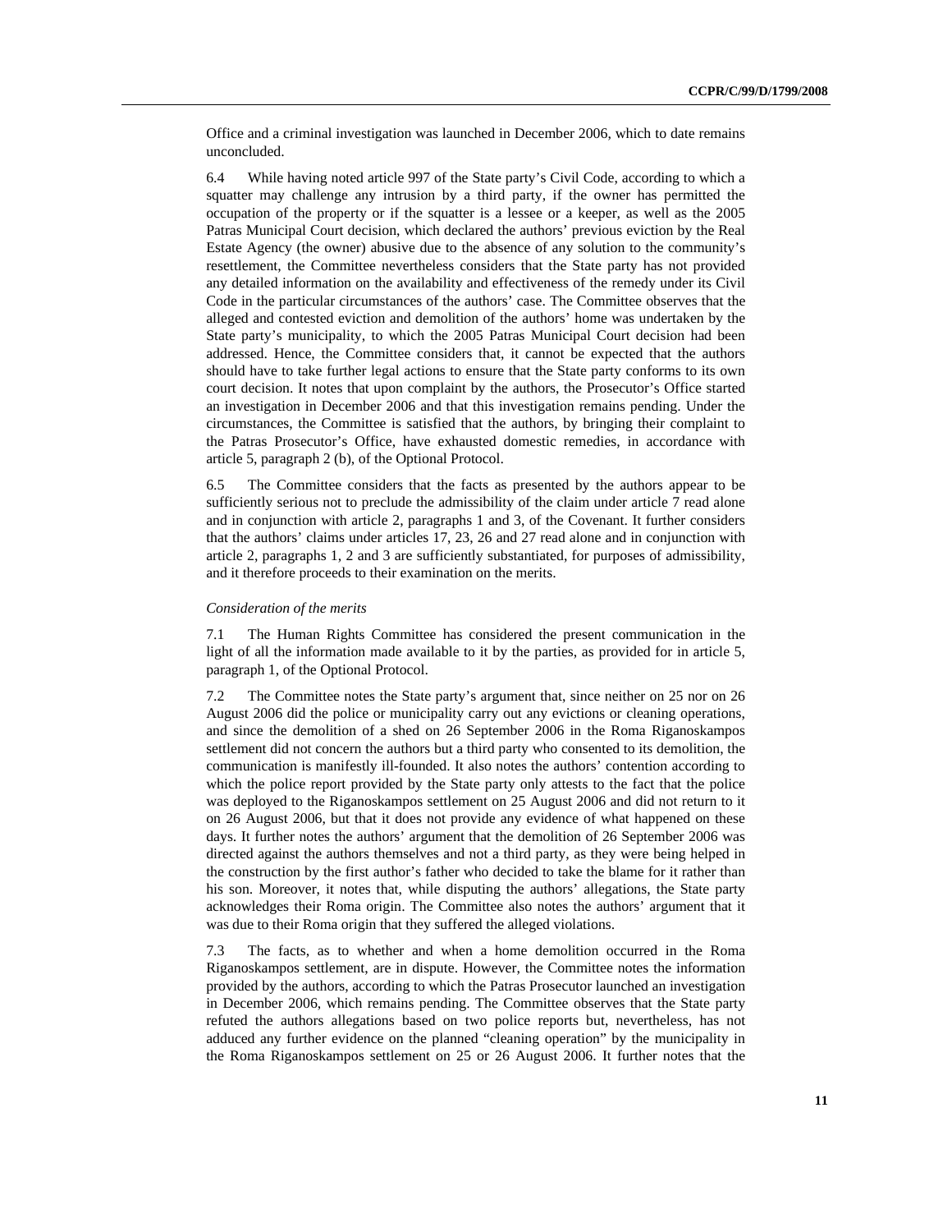Office and a criminal investigation was launched in December 2006, which to date remains unconcluded.

6.4 While having noted article 997 of the State party's Civil Code, according to which a squatter may challenge any intrusion by a third party, if the owner has permitted the occupation of the property or if the squatter is a lessee or a keeper, as well as the 2005 Patras Municipal Court decision, which declared the authors' previous eviction by the Real Estate Agency (the owner) abusive due to the absence of any solution to the community's resettlement, the Committee nevertheless considers that the State party has not provided any detailed information on the availability and effectiveness of the remedy under its Civil Code in the particular circumstances of the authors' case. The Committee observes that the alleged and contested eviction and demolition of the authors' home was undertaken by the State party's municipality, to which the 2005 Patras Municipal Court decision had been addressed. Hence, the Committee considers that, it cannot be expected that the authors should have to take further legal actions to ensure that the State party conforms to its own court decision. It notes that upon complaint by the authors, the Prosecutor's Office started an investigation in December 2006 and that this investigation remains pending. Under the circumstances, the Committee is satisfied that the authors, by bringing their complaint to the Patras Prosecutor's Office, have exhausted domestic remedies, in accordance with article 5, paragraph 2 (b), of the Optional Protocol.

6.5 The Committee considers that the facts as presented by the authors appear to be sufficiently serious not to preclude the admissibility of the claim under article 7 read alone and in conjunction with article 2, paragraphs 1 and 3, of the Covenant. It further considers that the authors' claims under articles 17, 23, 26 and 27 read alone and in conjunction with article 2, paragraphs 1, 2 and 3 are sufficiently substantiated, for purposes of admissibility, and it therefore proceeds to their examination on the merits.

*Consideration of the merits*

7.1 The Human Rights Committee has considered the present communication in the light of all the information made available to it by the parties, as provided for in article 5, paragraph 1, of the Optional Protocol.

7.2 The Committee notes the State party's argument that, since neither on 25 nor on 26 August 2006 did the police or municipality carry out any evictions or cleaning operations, and since the demolition of a shed on 26 September 2006 in the Roma Riganoskampos settlement did not concern the authors but a third party who consented to its demolition, the communication is manifestly ill-founded. It also notes the authors' contention according to which the police report provided by the State party only attests to the fact that the police was deployed to the Riganoskampos settlement on 25 August 2006 and did not return to it on 26 August 2006, but that it does not provide any evidence of what happened on these days. It further notes the authors' argument that the demolition of 26 September 2006 was directed against the authors themselves and not a third party, as they were being helped in the construction by the first author's father who decided to take the blame for it rather than his son. Moreover, it notes that, while disputing the authors' allegations, the State party acknowledges their Roma origin. The Committee also notes the authors' argument that it was due to their Roma origin that they suffered the alleged violations.

7.3 The facts, as to whether and when a home demolition occurred in the Roma Riganoskampos settlement, are in dispute. However, the Committee notes the information provided by the authors, according to which the Patras Prosecutor launched an investigation in December 2006, which remains pending. The Committee observes that the State party refuted the authors allegations based on two police reports but, nevertheless, has not adduced any further evidence on the planned "cleaning operation" by the municipality in the Roma Riganoskampos settlement on 25 or 26 August 2006. It further notes that the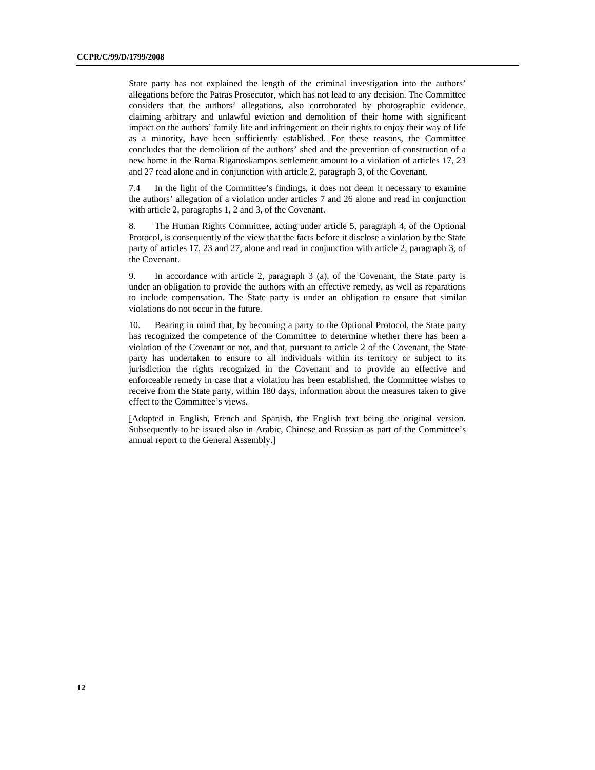State party has not explained the length of the criminal investigation into the authors' allegations before the Patras Prosecutor, which has not lead to any decision. The Committee considers that the authors' allegations, also corroborated by photographic evidence, claiming arbitrary and unlawful eviction and demolition of their home with significant impact on the authors' family life and infringement on their rights to enjoy their way of life as a minority, have been sufficiently established. For these reasons, the Committee concludes that the demolition of the authors' shed and the prevention of construction of a new home in the Roma Riganoskampos settlement amount to a violation of articles 17, 23 and 27 read alone and in conjunction with article 2, paragraph 3, of the Covenant.

7.4 In the light of the Committee's findings, it does not deem it necessary to examine the authors' allegation of a violation under articles 7 and 26 alone and read in conjunction with article 2, paragraphs 1, 2 and 3, of the Covenant.

8. The Human Rights Committee, acting under article 5, paragraph 4, of the Optional Protocol, is consequently of the view that the facts before it disclose a violation by the State party of articles 17, 23 and 27, alone and read in conjunction with article 2, paragraph 3, of the Covenant.

9. In accordance with article 2, paragraph 3 (a), of the Covenant, the State party is under an obligation to provide the authors with an effective remedy, as well as reparations to include compensation. The State party is under an obligation to ensure that similar violations do not occur in the future.

10. Bearing in mind that, by becoming a party to the Optional Protocol, the State party has recognized the competence of the Committee to determine whether there has been a violation of the Covenant or not, and that, pursuant to article 2 of the Covenant, the State party has undertaken to ensure to all individuals within its territory or subject to its jurisdiction the rights recognized in the Covenant and to provide an effective and enforceable remedy in case that a violation has been established, the Committee wishes to receive from the State party, within 180 days, information about the measures taken to give effect to the Committee's views.

[Adopted in English, French and Spanish, the English text being the original version. Subsequently to be issued also in Arabic, Chinese and Russian as part of the Committee's annual report to the General Assembly.]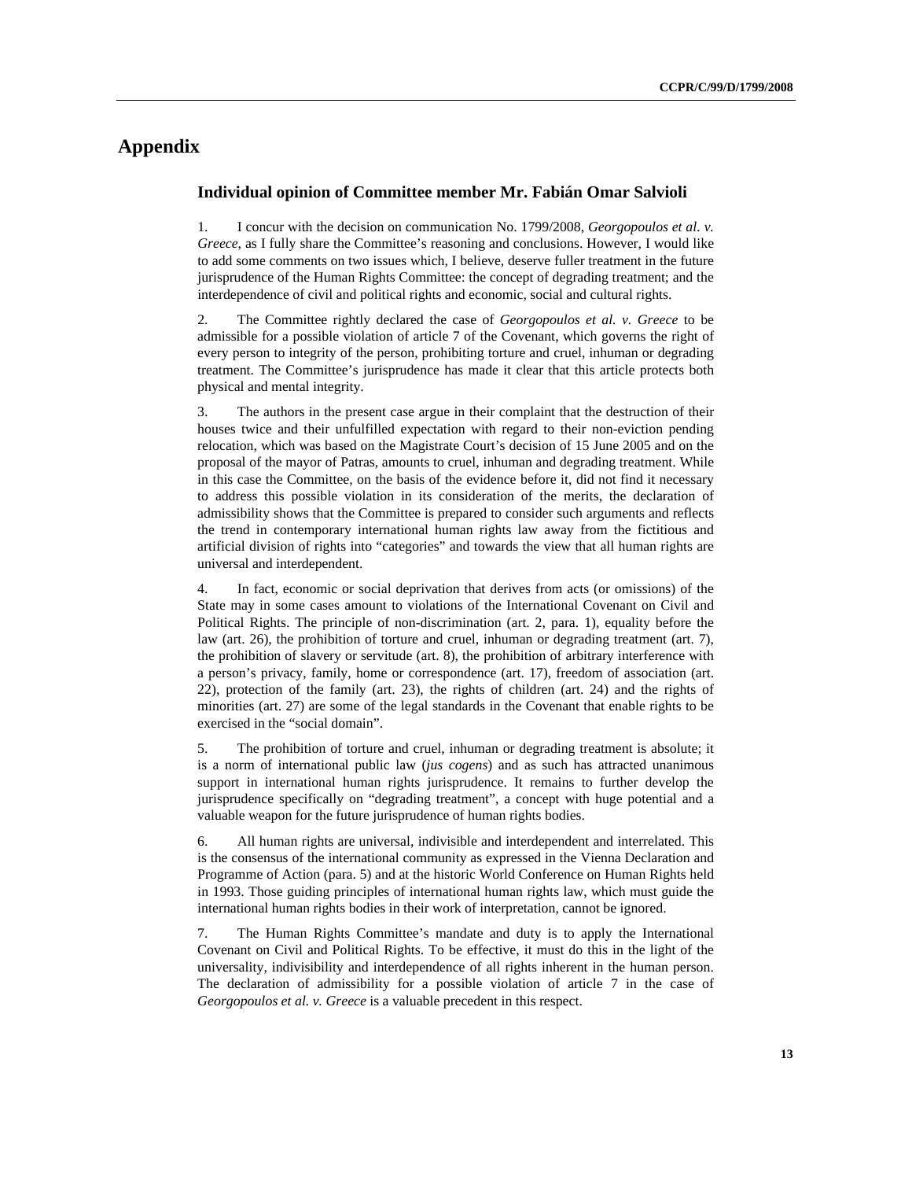# Appendix

## Individual opinion of Committee member Mr. Fabián Omar Salvioli

1. I concur with the decision on communication No. 1799/2008, *Georgopoulos et al. v. Greece*, as I fully share the Committee's reasoning and conclusions. However, I would like to add some comments on two issues which, I believe, deserve fuller treatment in the future jurisprudence of the Human Rights Committee: the concept of degrading treatment; and the interdependence of civil and political rights and economic, social and cultural rights.

2. The Committee rightly declared the case of *Georgopoulos et al. v. Greece* to be admissible for a possible violation of article 7 of the Covenant, which governs the right of every person to integrity of the person, prohibiting torture and cruel, inhuman or degrading treatment. The Committee's jurisprudence has made it clear that this article protects both physical and mental integrity.

3. The authors in the present case argue in their complaint that the destruction of their houses twice and their unfulfilled expectation with regard to their non-eviction pending relocation, which was based on the Magistrate Court's decision of 15 June 2005 and on the proposal of the mayor of Patras, amounts to cruel, inhuman and degrading treatment. While in this case the Committee, on the basis of the evidence before it, did not find it necessary to address this possible violation in its consideration of the merits, the declaration of admissibility shows that the Committee is prepared to consider such arguments and reflects the trend in contemporary international human rights law away from the fictitious and artificial division of rights into "categories" and towards the view that all human rights are universal and interdependent.

4. In fact, economic or social deprivation that derives from acts (or omissions) of the State may in some cases amount to violations of the International Covenant on Civil and Political Rights. The principle of non-discrimination (art. 2, para. 1), equality before the law (art. 26), the prohibition of torture and cruel, inhuman or degrading treatment (art. 7), the prohibition of slavery or servitude (art. 8), the prohibition of arbitrary interference with a person's privacy, family, home or correspondence (art. 17), freedom of association (art. 22), protection of the family (art. 23), the rights of children (art. 24) and the rights of minorities (art. 27) are some of the legal standards in the Covenant that enable rights to be exercised in the "social domain".

5. The prohibition of torture and cruel, inhuman or degrading treatment is absolute; it is a norm of international public law (*jus cogens*) and as such has attracted unanimous support in international human rights jurisprudence. It remains to further develop the jurisprudence specifically on "degrading treatment", a concept with huge potential and a valuable weapon for the future jurisprudence of human rights bodies.

6. All human rights are universal, indivisible and interdependent and interrelated. This is the consensus of the international community as expressed in the Vienna Declaration and Programme of Action (para. 5) and at the historic World Conference on Human Rights held in 1993. Those guiding principles of international human rights law, which must guide the international human rights bodies in their work of interpretation, cannot be ignored.

7. The Human Rights Committee's mandate and duty is to apply the International Covenant on Civil and Political Rights. To be effective, it must do this in the light of the universality, indivisibility and interdependence of all rights inherent in the human person. The declaration of admissibility for a possible violation of article 7 in the case of *Georgopoulos et al. v. Greece* is a valuable precedent in this respect.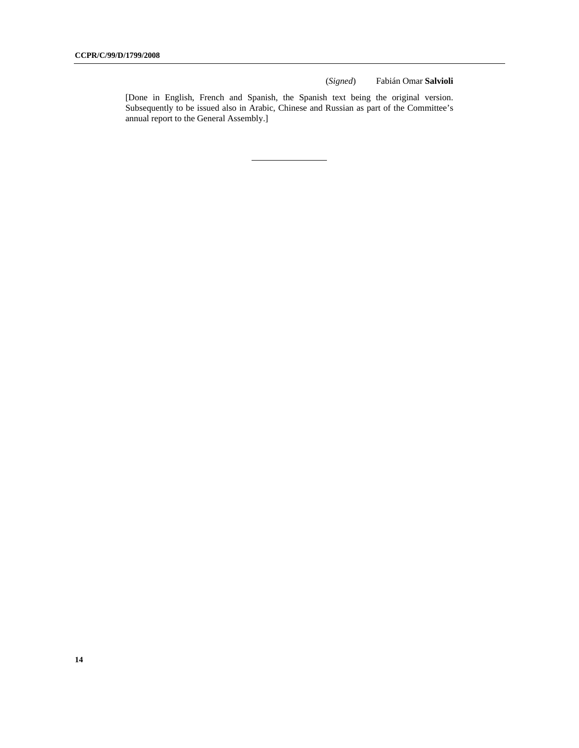(*Signed*) Fabián Omar **Salvioli**

[Done in English, French and Spanish, the Spanish text being the original version. Subsequently to be issued also in Arabic, Chinese and Russian as part of the Committee's annual report to the General Assembly.]